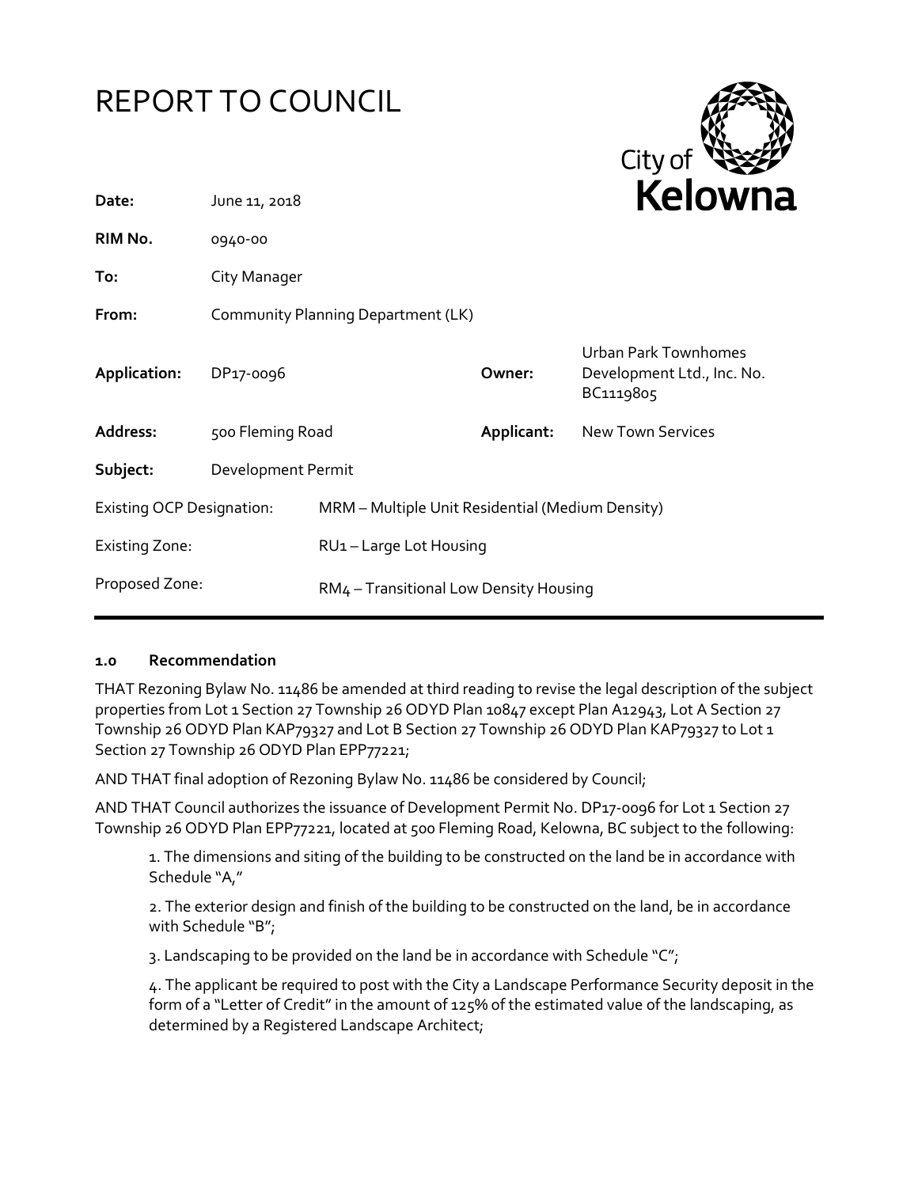# REPORT TO COUNCIL

City of Kelowna

| | | | |
|---|---|---|---|
| **Date:** | June 11, 2018 | | |
| **RIM No.** | 0940-00 | | |
| **To:** | City Manager | | |
| **From:** | Community Planning Department (LK) | | |
| **Application:** | DP17-0096 | **Owner:** | Urban Park Townhomes Development Ltd., Inc. No. BC1119805 |
| **Address:** | 500 Fleming Road | **Applicant:** | New Town Services |
| **Subject:** | Development Permit | | |
| Existing OCP Designation: | MRM – Multiple Unit Residential (Medium Density) | | |
| Existing Zone: | RU1 – Large Lot Housing | | |
| Proposed Zone: | RM4 – Transitional Low Density Housing | | |

### 1.0 Recommendation

THAT Rezoning Bylaw No. 11486 be amended at third reading to revise the legal description of the subject properties from Lot 1 Section 27 Township 26 ODYD Plan 10847 except Plan A12943, Lot A Section 27 Township 26 ODYD Plan KAP79327 and Lot B Section 27 Township 26 ODYD Plan KAP79327 to Lot 1 Section 27 Township 26 ODYD Plan EPP77221;

AND THAT final adoption of Rezoning Bylaw No. 11486 be considered by Council;

AND THAT Council authorizes the issuance of Development Permit No. DP17-0096 for Lot 1 Section 27 Township 26 ODYD Plan EPP77221, located at 500 Fleming Road, Kelowna, BC subject to the following:

1. The dimensions and siting of the building to be constructed on the land be in accordance with Schedule "A,"

2. The exterior design and finish of the building to be constructed on the land, be in accordance with Schedule "B";

3. Landscaping to be provided on the land be in accordance with Schedule "C";

4. The applicant be required to post with the City a Landscape Performance Security deposit in the form of a "Letter of Credit" in the amount of 125% of the estimated value of the landscaping, as determined by a Registered Landscape Architect;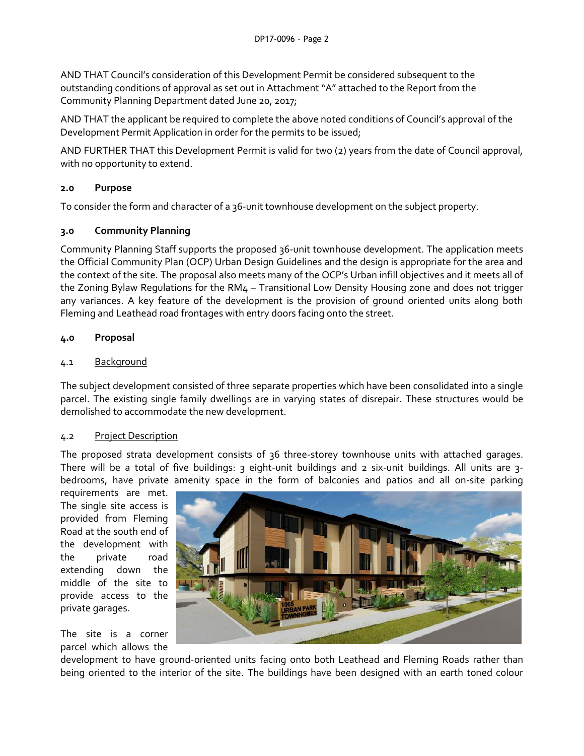AND THAT Council's consideration of this Development Permit be considered subsequent to the outstanding conditions of approval as set out in Attachment "A" attached to the Report from the Community Planning Department dated June 20, 2017;

AND THAT the applicant be required to complete the above noted conditions of Council's approval of the Development Permit Application in order for the permits to be issued;

AND FURTHER THAT this Development Permit is valid for two (2) years from the date of Council approval, with no opportunity to extend.

## 2.0 Purpose

To consider the form and character of a 36-unit townhouse development on the subject property.

## 3.0 Community Planning

Community Planning Staff supports the proposed 36-unit townhouse development. The application meets the Official Community Plan (OCP) Urban Design Guidelines and the design is appropriate for the area and the context of the site. The proposal also meets many of the OCP's Urban infill objectives and it meets all of the Zoning Bylaw Regulations for the RM4 – Transitional Low Density Housing zone and does not trigger any variances. A key feature of the development is the provision of ground oriented units along both Fleming and Leathead road frontages with entry doors facing onto the street.

## 4.0 Proposal

### 4.1 Background

The subject development consisted of three separate properties which have been consolidated into a single parcel. The existing single family dwellings are in varying states of disrepair. These structures would be demolished to accommodate the new development.

### 4.2 Project Description

The proposed strata development consists of 36 three-storey townhouse units with attached garages. There will be a total of five buildings: 3 eight-unit buildings and 2 six-unit buildings. All units are 3-bedrooms, have private amenity space in the form of balconies and patios and all on-site parking requirements are met. The single site access is provided from Fleming Road at the south end of the development with the private road extending down the middle of the site to provide access to the private garages.

The site is a corner parcel which allows the development to have ground-oriented units facing onto both Leathead and Fleming Roads rather than being oriented to the interior of the site. The buildings have been designed with an earth toned colour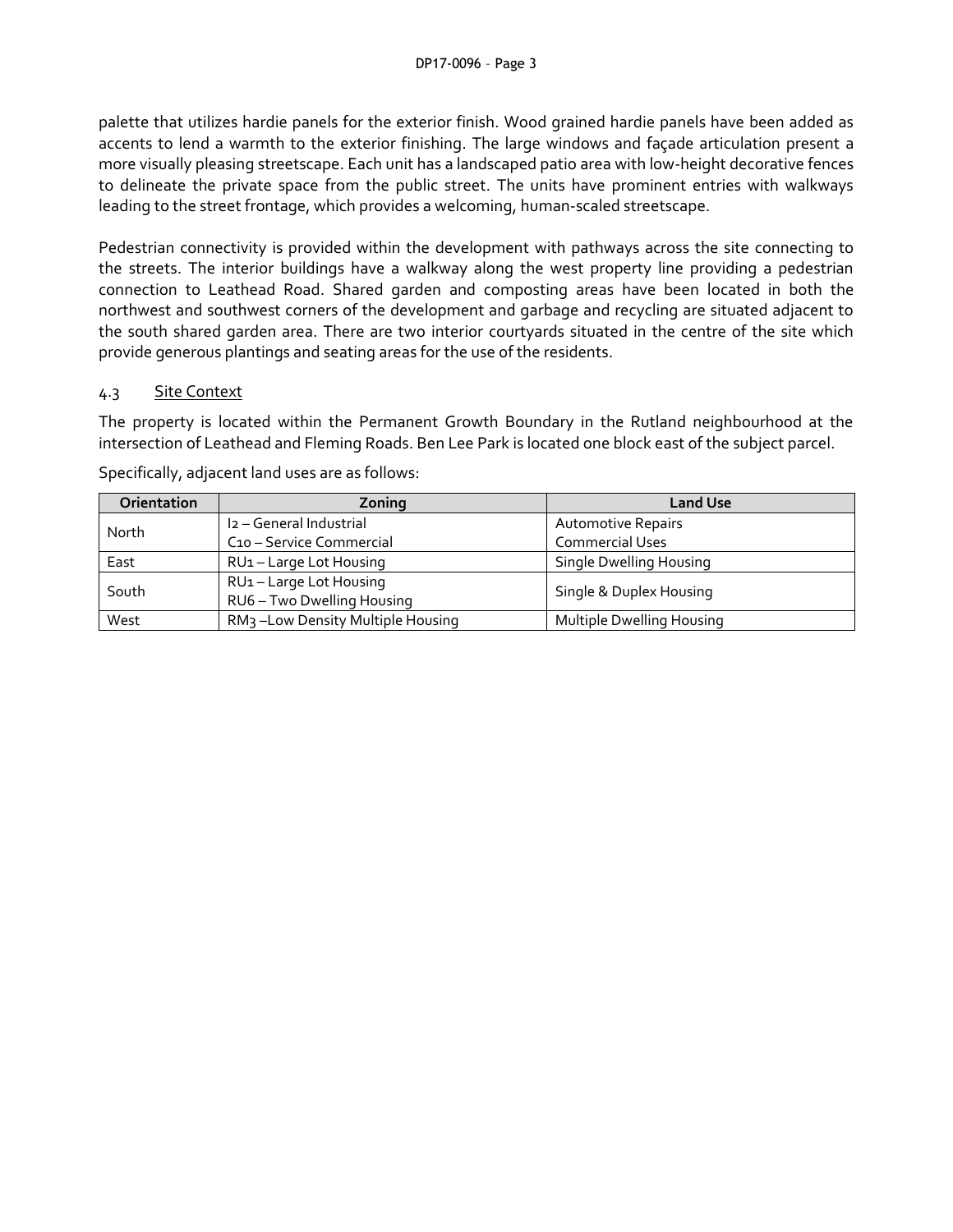palette that utilizes hardie panels for the exterior finish. Wood grained hardie panels have been added as accents to lend a warmth to the exterior finishing. The large windows and façade articulation present a more visually pleasing streetscape. Each unit has a landscaped patio area with low-height decorative fences to delineate the private space from the public street. The units have prominent entries with walkways leading to the street frontage, which provides a welcoming, human-scaled streetscape.

Pedestrian connectivity is provided within the development with pathways across the site connecting to the streets. The interior buildings have a walkway along the west property line providing a pedestrian connection to Leathead Road. Shared garden and composting areas have been located in both the northwest and southwest corners of the development and garbage and recycling are situated adjacent to the south shared garden area. There are two interior courtyards situated in the centre of the site which provide generous plantings and seating areas for the use of the residents.

### 4.3 Site Context

The property is located within the Permanent Growth Boundary in the Rutland neighbourhood at the intersection of Leathead and Fleming Roads. Ben Lee Park is located one block east of the subject parcel.

Specifically, adjacent land uses are as follows:

| Orientation | Zoning | Land Use |
|---|---|---|
| North | I2 – General Industrial<br>C10 – Service Commercial | Automotive Repairs<br>Commercial Uses |
| East | RU1 – Large Lot Housing | Single Dwelling Housing |
| South | RU1 – Large Lot Housing<br>RU6 – Two Dwelling Housing | Single & Duplex Housing |
| West | RM3 –Low Density Multiple Housing | Multiple Dwelling Housing |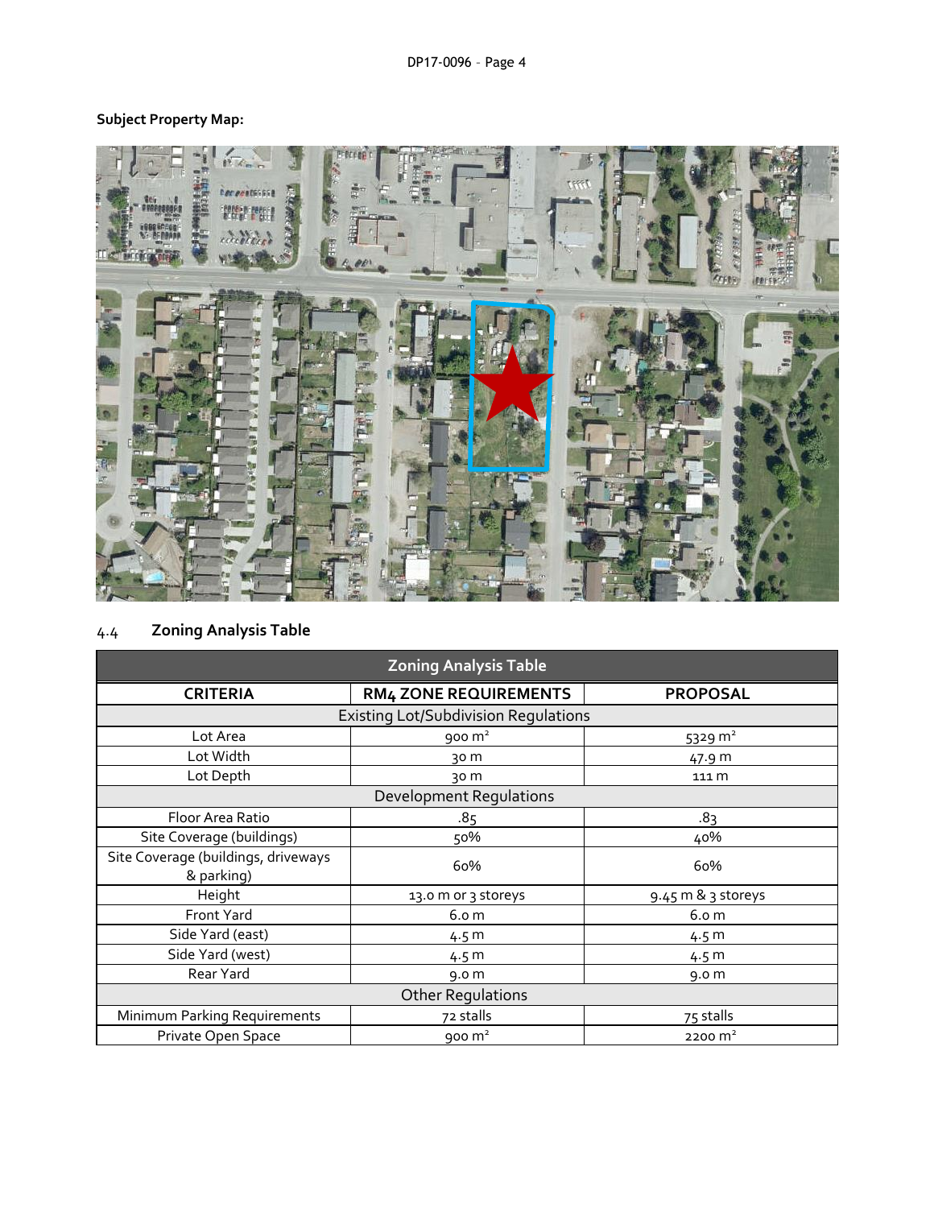**Subject Property Map:**

## 4.4 Zoning Analysis Table

| Zoning Analysis Table | | |
|---|---|---|
| **CRITERIA** | **RM4 ZONE REQUIREMENTS** | **PROPOSAL** |
| Existing Lot/Subdivision Regulations | | |
| Lot Area | 900 m² | 5329 m² |
| Lot Width | 30 m | 47.9 m |
| Lot Depth | 30 m | 111 m |
| Development Regulations | | |
| Floor Area Ratio | .85 | .83 |
| Site Coverage (buildings) | 50% | 40% |
| Site Coverage (buildings, driveways & parking) | 60% | 60% |
| Height | 13.0 m or 3 storeys | 9.45 m & 3 storeys |
| Front Yard | 6.0 m | 6.0 m |
| Side Yard (east) | 4.5 m | 4.5 m |
| Side Yard (west) | 4.5 m | 4.5 m |
| Rear Yard | 9.0 m | 9.0 m |
| Other Regulations | | |
| Minimum Parking Requirements | 72 stalls | 75 stalls |
| Private Open Space | 900 m² | 2200 m² |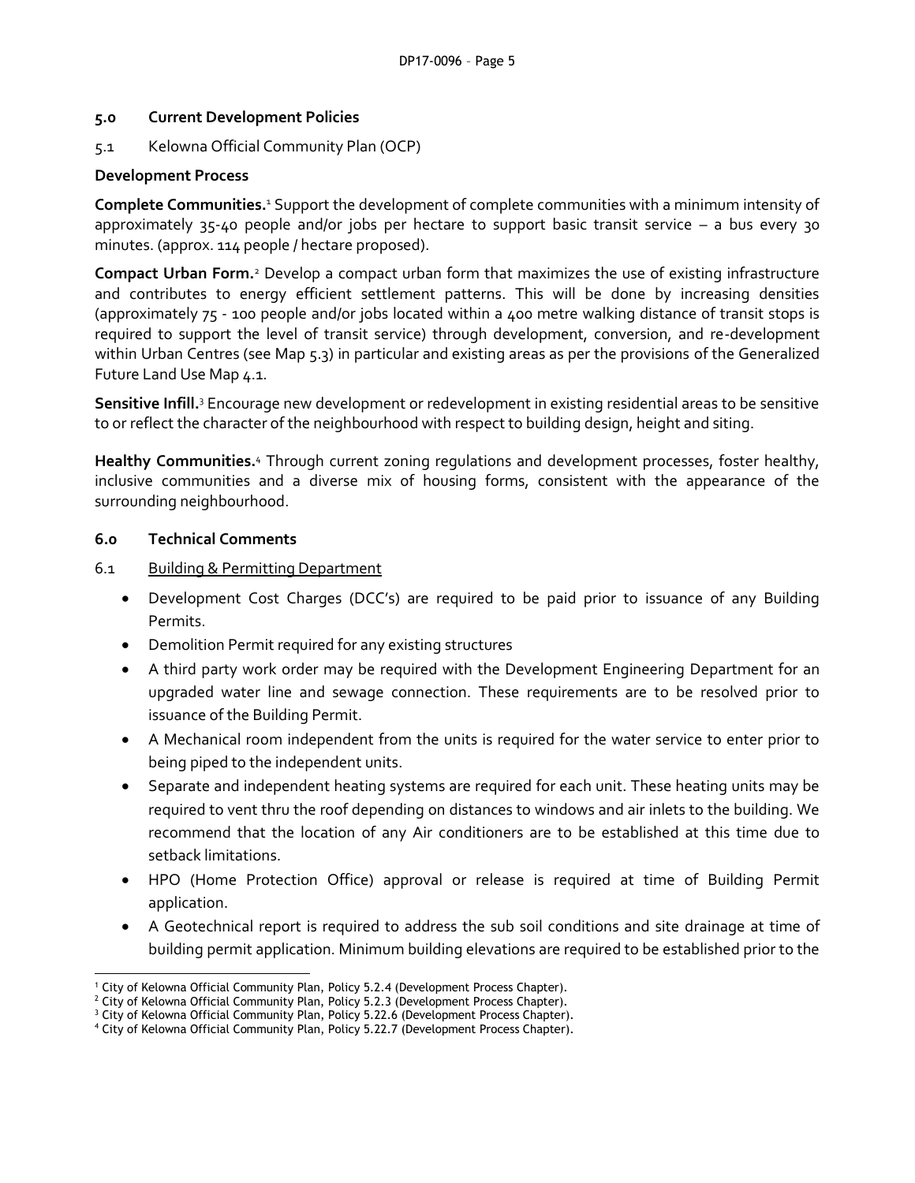## 5.0 Current Development Policies

5.1 Kelowna Official Community Plan (OCP)

**Development Process**

**Complete Communities.**[1] Support the development of complete communities with a minimum intensity of approximately 35-40 people and/or jobs per hectare to support basic transit service – a bus every 30 minutes. (approx. 114 people / hectare proposed).

**Compact Urban Form.**[2] Develop a compact urban form that maximizes the use of existing infrastructure and contributes to energy efficient settlement patterns. This will be done by increasing densities (approximately 75 - 100 people and/or jobs located within a 400 metre walking distance of transit stops is required to support the level of transit service) through development, conversion, and re-development within Urban Centres (see Map 5.3) in particular and existing areas as per the provisions of the Generalized Future Land Use Map 4.1.

**Sensitive Infill.**[3] Encourage new development or redevelopment in existing residential areas to be sensitive to or reflect the character of the neighbourhood with respect to building design, height and siting.

**Healthy Communities.**[4] Through current zoning regulations and development processes, foster healthy, inclusive communities and a diverse mix of housing forms, consistent with the appearance of the surrounding neighbourhood.

## 6.0 Technical Comments

6.1 Building & Permitting Department

- Development Cost Charges (DCC's) are required to be paid prior to issuance of any Building Permits.
- Demolition Permit required for any existing structures
- A third party work order may be required with the Development Engineering Department for an upgraded water line and sewage connection. These requirements are to be resolved prior to issuance of the Building Permit.
- A Mechanical room independent from the units is required for the water service to enter prior to being piped to the independent units.
- Separate and independent heating systems are required for each unit. These heating units may be required to vent thru the roof depending on distances to windows and air inlets to the building. We recommend that the location of any Air conditioners are to be established at this time due to setback limitations.
- HPO (Home Protection Office) approval or release is required at time of Building Permit application.
- A Geotechnical report is required to address the sub soil conditions and site drainage at time of building permit application. Minimum building elevations are required to be established prior to the

---

[1] City of Kelowna Official Community Plan, Policy 5.2.4 (Development Process Chapter).
[2] City of Kelowna Official Community Plan, Policy 5.2.3 (Development Process Chapter).
[3] City of Kelowna Official Community Plan, Policy 5.22.6 (Development Process Chapter).
[4] City of Kelowna Official Community Plan, Policy 5.22.7 (Development Process Chapter).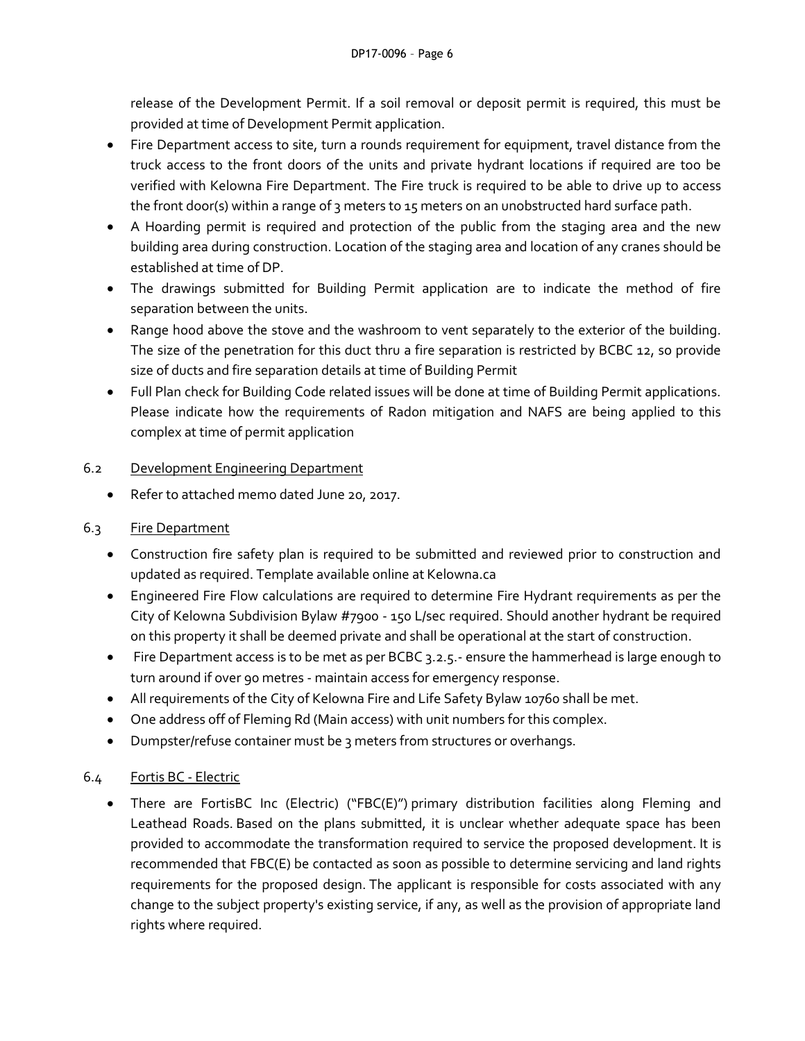release of the Development Permit. If a soil removal or deposit permit is required, this must be provided at time of Development Permit application.

- Fire Department access to site, turn a rounds requirement for equipment, travel distance from the truck access to the front doors of the units and private hydrant locations if required are too be verified with Kelowna Fire Department. The Fire truck is required to be able to drive up to access the front door(s) within a range of 3 meters to 15 meters on an unobstructed hard surface path.
- A Hoarding permit is required and protection of the public from the staging area and the new building area during construction. Location of the staging area and location of any cranes should be established at time of DP.
- The drawings submitted for Building Permit application are to indicate the method of fire separation between the units.
- Range hood above the stove and the washroom to vent separately to the exterior of the building. The size of the penetration for this duct thru a fire separation is restricted by BCBC 12, so provide size of ducts and fire separation details at time of Building Permit
- Full Plan check for Building Code related issues will be done at time of Building Permit applications. Please indicate how the requirements of Radon mitigation and NAFS are being applied to this complex at time of permit application

6.2 Development Engineering Department

- Refer to attached memo dated June 20, 2017.

6.3 Fire Department

- Construction fire safety plan is required to be submitted and reviewed prior to construction and updated as required. Template available online at Kelowna.ca
- Engineered Fire Flow calculations are required to determine Fire Hydrant requirements as per the City of Kelowna Subdivision Bylaw #7900 - 150 L/sec required. Should another hydrant be required on this property it shall be deemed private and shall be operational at the start of construction.
- Fire Department access is to be met as per BCBC 3.2.5.- ensure the hammerhead is large enough to turn around if over 90 metres - maintain access for emergency response.
- All requirements of the City of Kelowna Fire and Life Safety Bylaw 10760 shall be met.
- One address off of Fleming Rd (Main access) with unit numbers for this complex.
- Dumpster/refuse container must be 3 meters from structures or overhangs.

6.4 Fortis BC - Electric

- There are FortisBC Inc (Electric) ("FBC(E)") primary distribution facilities along Fleming and Leathead Roads. Based on the plans submitted, it is unclear whether adequate space has been provided to accommodate the transformation required to service the proposed development. It is recommended that FBC(E) be contacted as soon as possible to determine servicing and land rights requirements for the proposed design. The applicant is responsible for costs associated with any change to the subject property's existing service, if any, as well as the provision of appropriate land rights where required.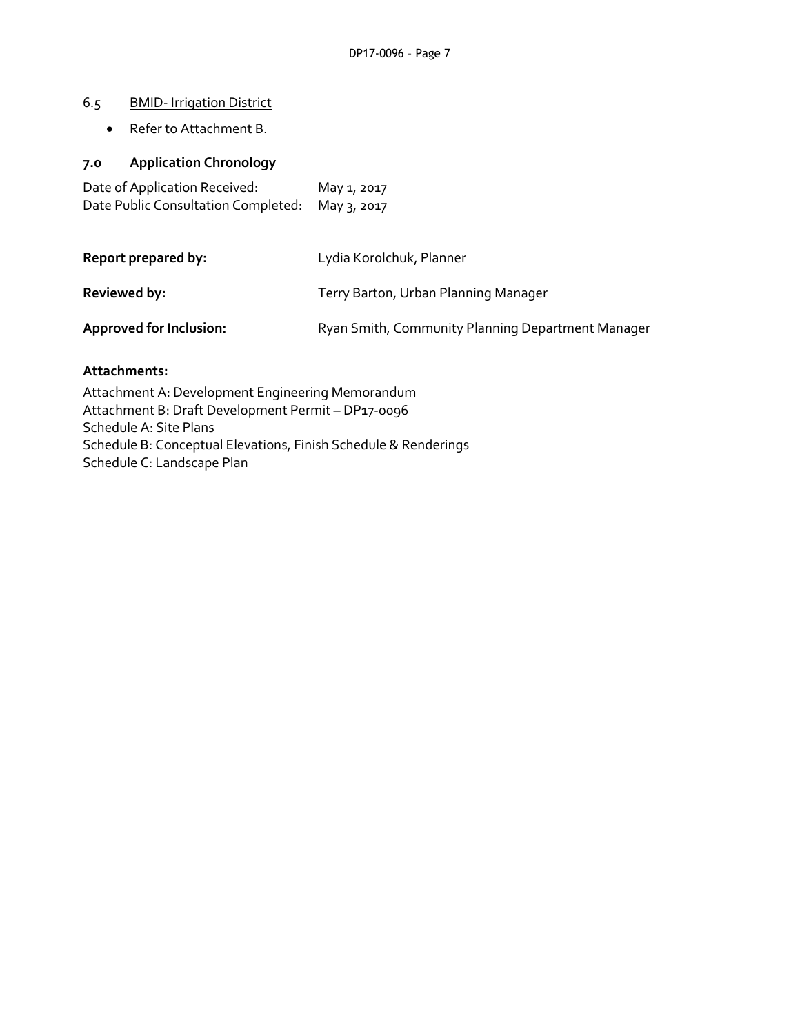### 6.5 <u>BMID- Irrigation District</u>

- Refer to Attachment B.

## 7.0 Application Chronology

| | |
|---|---|
| Date of Application Received: | May 1, 2017 |
| Date Public Consultation Completed: | May 3, 2017 |

| | |
|---|---|
| **Report prepared by:** | Lydia Korolchuk, Planner |
| **Reviewed by:** | Terry Barton, Urban Planning Manager |
| **Approved for Inclusion:** | Ryan Smith, Community Planning Department Manager |

**Attachments:**

Attachment A: Development Engineering Memorandum
Attachment B: Draft Development Permit – DP17-0096
Schedule A: Site Plans
Schedule B: Conceptual Elevations, Finish Schedule & Renderings
Schedule C: Landscape Plan